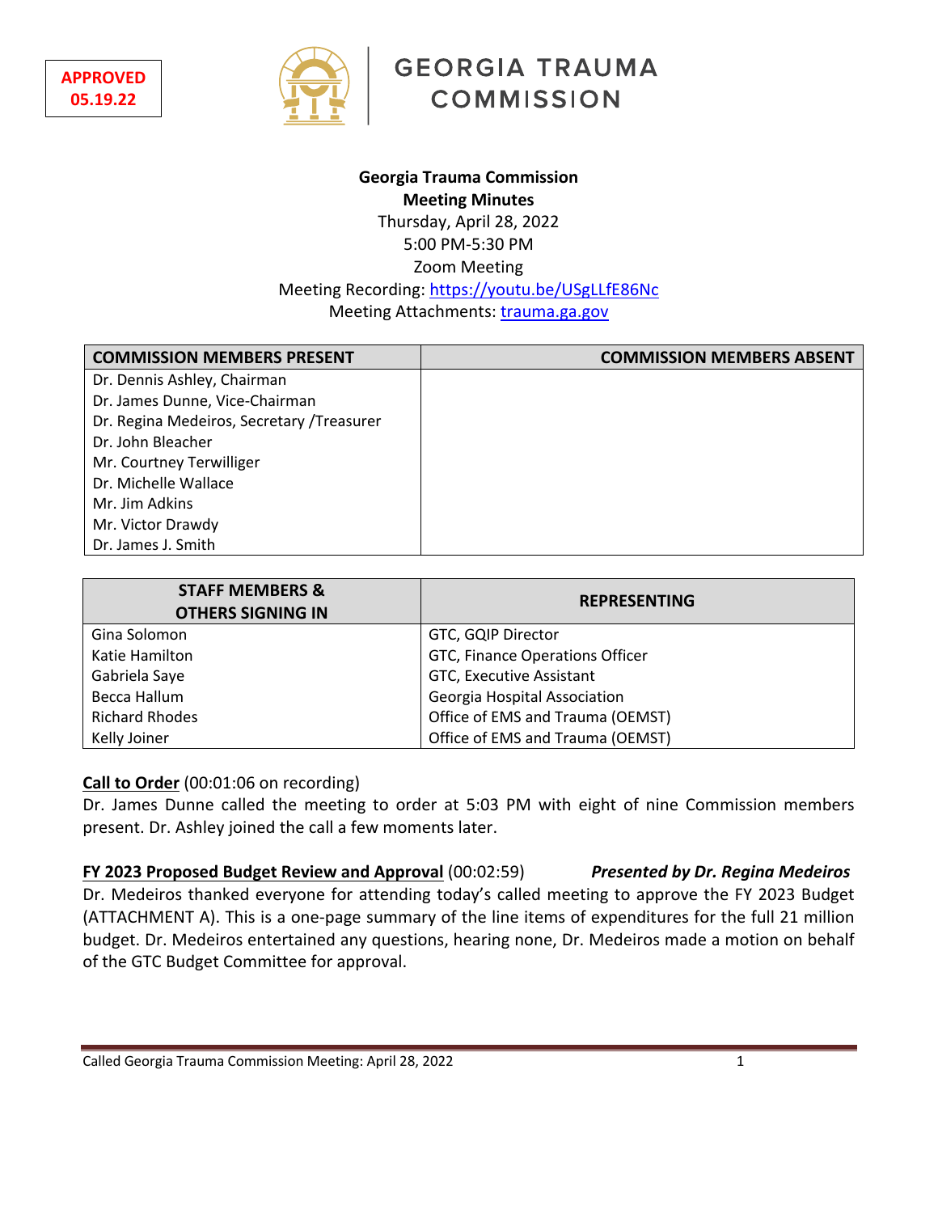APPROVED
05.19.22

GEORGIA TRAUMA COMMISSION

**Georgia Trauma Commission**
**Meeting Minutes**
Thursday, April 28, 2022
5:00 PM-5:30 PM
Zoom Meeting
Meeting Recording: https://youtu.be/USgLLfE86Nc
Meeting Attachments: trauma.ga.gov

| COMMISSION MEMBERS PRESENT | COMMISSION MEMBERS ABSENT |
|---|---|
| Dr. Dennis Ashley, Chairman | |
| Dr. James Dunne, Vice-Chairman | |
| Dr. Regina Medeiros, Secretary /Treasurer | |
| Dr. John Bleacher | |
| Mr. Courtney Terwilliger | |
| Dr. Michelle Wallace | |
| Mr. Jim Adkins | |
| Mr. Victor Drawdy | |
| Dr. James J. Smith | |

| STAFF MEMBERS & OTHERS SIGNING IN | REPRESENTING |
|---|---|
| Gina Solomon | GTC, GQIP Director |
| Katie Hamilton | GTC, Finance Operations Officer |
| Gabriela Saye | GTC, Executive Assistant |
| Becca Hallum | Georgia Hospital Association |
| Richard Rhodes | Office of EMS and Trauma (OEMST) |
| Kelly Joiner | Office of EMS and Trauma (OEMST) |

**Call to Order** (00:01:06 on recording)
Dr. James Dunne called the meeting to order at 5:03 PM with eight of nine Commission members present. Dr. Ashley joined the call a few moments later.

**FY 2023 Proposed Budget Review and Approval** (00:02:59) *Presented by Dr. Regina Medeiros*
Dr. Medeiros thanked everyone for attending today's called meeting to approve the FY 2023 Budget (ATTACHMENT A). This is a one-page summary of the line items of expenditures for the full 21 million budget. Dr. Medeiros entertained any questions, hearing none, Dr. Medeiros made a motion on behalf of the GTC Budget Committee for approval.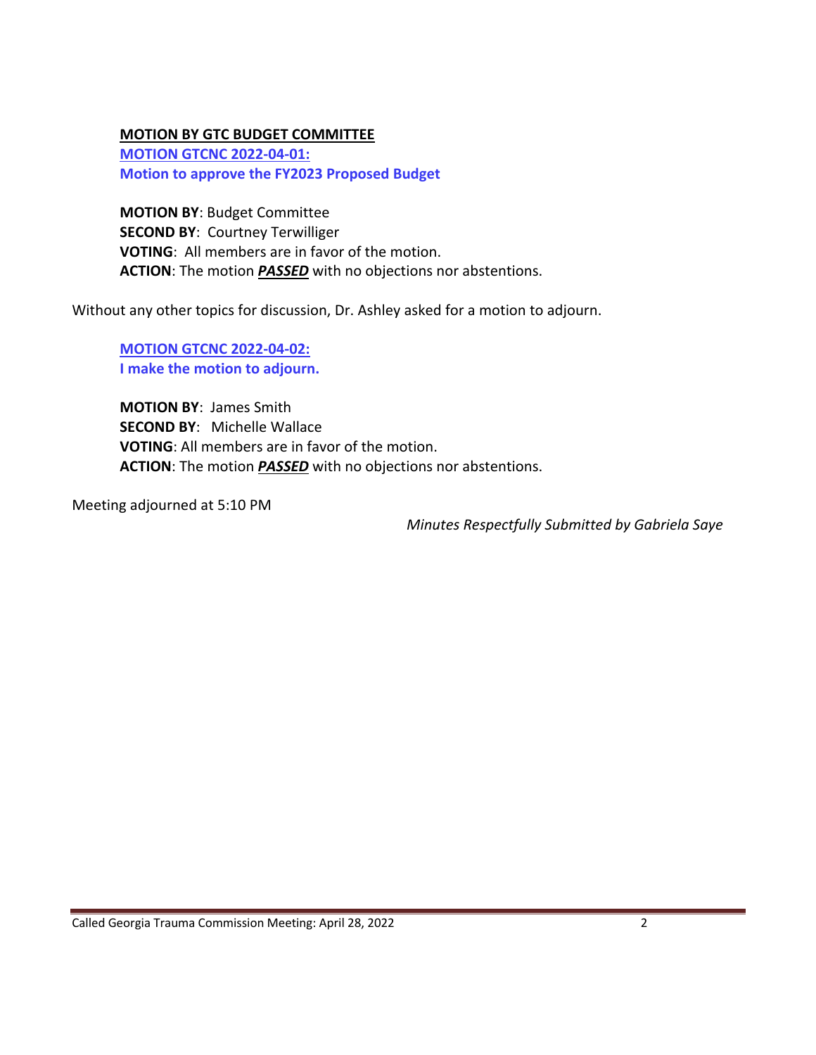**MOTION BY GTC BUDGET COMMITTEE**
**MOTION GTCNC 2022-04-01:**
**Motion to approve the FY2023 Proposed Budget**

**MOTION BY**: Budget Committee
**SECOND BY**: Courtney Terwilliger
**VOTING**: All members are in favor of the motion.
**ACTION**: The motion ***PASSED*** with no objections nor abstentions.

Without any other topics for discussion, Dr. Ashley asked for a motion to adjourn.

**MOTION GTCNC 2022-04-02:**
**I make the motion to adjourn.**

**MOTION BY**: James Smith
**SECOND BY**: Michelle Wallace
**VOTING**: All members are in favor of the motion.
**ACTION**: The motion ***PASSED*** with no objections nor abstentions.

Meeting adjourned at 5:10 PM

*Minutes Respectfully Submitted by Gabriela Saye*